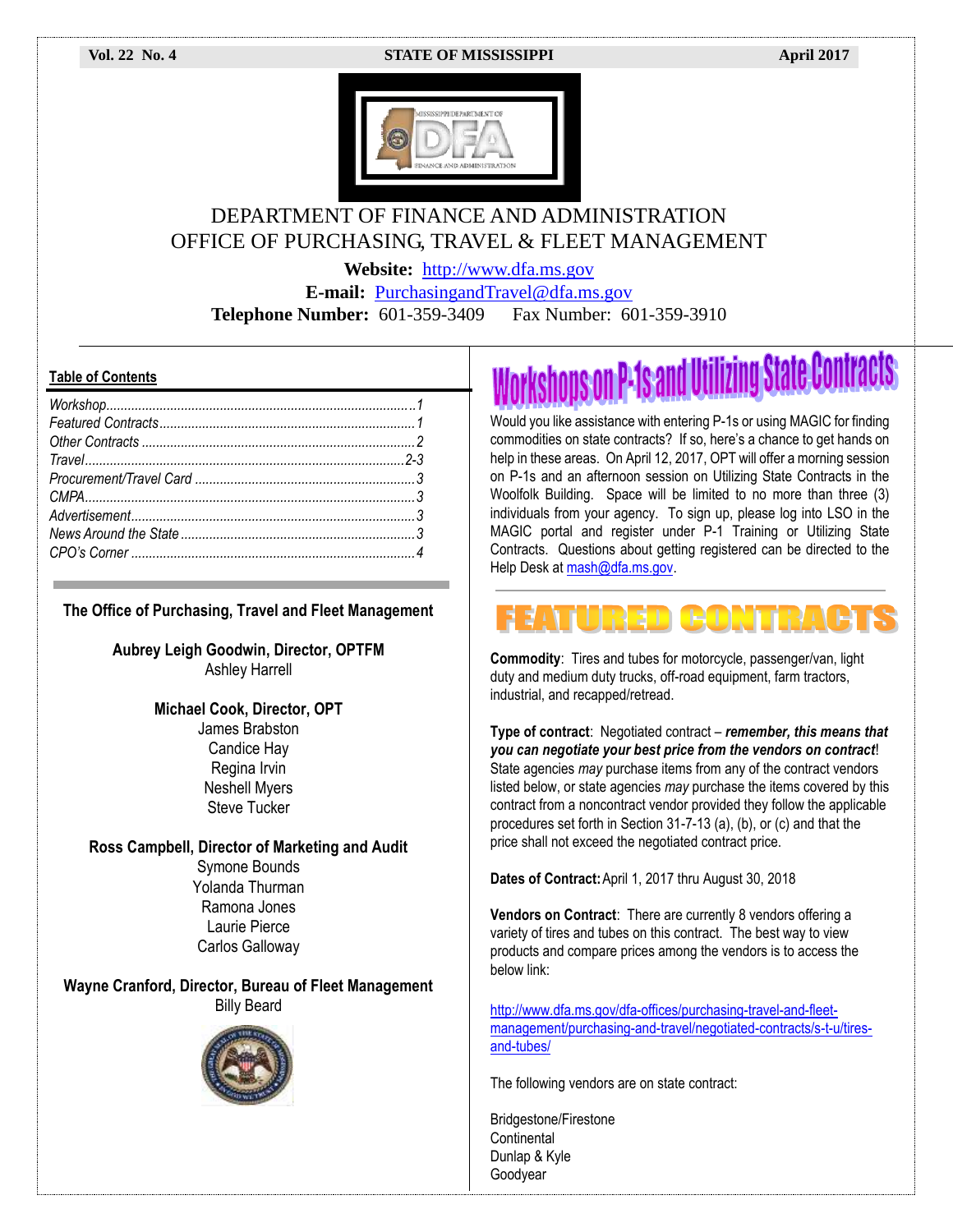Vol. 22 No. 4 | STATE OF MISSISSIPPI | April 2017

# DEPARTMENT OF FINANCE AND ADMINISTRATION
# OFFICE OF PURCHASING, TRAVEL & FLEET MANAGEMENT

**Website:** http://www.dfa.ms.gov
**E-mail:** PurchasingandTravel@dfa.ms.gov
**Telephone Number:** 601-359-3409 Fax Number: 601-359-3910

## Table of Contents

*Workshop*..........1
*Featured Contracts*..........1
*Other Contracts*..........2
*Travel*..........2-3
*Procurement/Travel Card*..........3
*CMPA*..........3
*Advertisement*..........3
*News Around the State*..........3
*CPO's Corner*..........4

**The Office of Purchasing, Travel and Fleet Management**

**Aubrey Leigh Goodwin, Director, OPTFM**
Ashley Harrell

**Michael Cook, Director, OPT**
James Brabston
Candice Hay
Regina Irvin
Neshell Myers
Steve Tucker

**Ross Campbell, Director of Marketing and Audit**
Symone Bounds
Yolanda Thurman
Ramona Jones
Laurie Pierce
Carlos Galloway

**Wayne Cranford, Director, Bureau of Fleet Management**
Billy Beard

## Workshops on P-1s and Utilizing State Contracts

Would you like assistance with entering P-1s or using MAGIC for finding commodities on state contracts? If so, here's a chance to get hands on help in these areas. On April 12, 2017, OPT will offer a morning session on P-1s and an afternoon session on Utilizing State Contracts in the Woolfolk Building. Space will be limited to no more than three (3) individuals from your agency. To sign up, please log into LSO in the MAGIC portal and register under P-1 Training or Utilizing State Contracts. Questions about getting registered can be directed to the Help Desk at mash@dfa.ms.gov.

## FEATURED CONTRACTS

**Commodity**: Tires and tubes for motorcycle, passenger/van, light duty and medium duty trucks, off-road equipment, farm tractors, industrial, and recapped/retread.

**Type of contract**: Negotiated contract – ***remember, this means that you can negotiate your best price from the vendors on contract***! State agencies *may* purchase items from any of the contract vendors listed below, or state agencies *may* purchase the items covered by this contract from a noncontract vendor provided they follow the applicable procedures set forth in Section 31-7-13 (a), (b), or (c) and that the price shall not exceed the negotiated contract price.

**Dates of Contract:** April 1, 2017 thru August 30, 2018

**Vendors on Contract**: There are currently 8 vendors offering a variety of tires and tubes on this contract. The best way to view products and compare prices among the vendors is to access the below link:

http://www.dfa.ms.gov/dfa-offices/purchasing-travel-and-fleet-management/purchasing-and-travel/negotiated-contracts/s-t-u/tires-and-tubes/

The following vendors are on state contract:

Bridgestone/Firestone
Continental
Dunlap & Kyle
Goodyear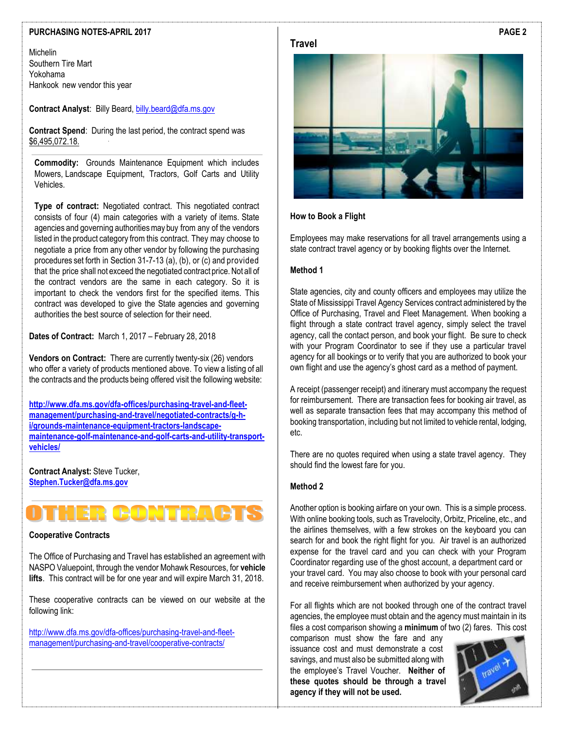Michelin
Southern Tire Mart
Yokohama
Hankook new vendor this year

**Contract Analyst**: Billy Beard, billy.beard@dfa.ms.gov

**Contract Spend**: During the last period, the contract spend was $6,495,072.18.

**Commodity:** Grounds Maintenance Equipment which includes Mowers, Landscape Equipment, Tractors, Golf Carts and Utility Vehicles.

**Type of contract:** Negotiated contract. This negotiated contract consists of four (4) main categories with a variety of items. State agencies and governing authorities may buy from any of the vendors listed in the product category from this contract. They may choose to negotiate a price from any other vendor by following the purchasing procedures set forth in Section 31-7-13 (a), (b), or (c) and provided that the price shall not exceed the negotiated contract price. Not all of the contract vendors are the same in each category. So it is important to check the vendors first for the specified items. This contract was developed to give the State agencies and governing authorities the best source of selection for their need.

**Dates of Contract:** March 1, 2017 – February 28, 2018

**Vendors on Contract:** There are currently twenty-six (26) vendors who offer a variety of products mentioned above. To view a listing of all the contracts and the products being offered visit the following website:

**http://www.dfa.ms.gov/dfa-offices/purchasing-travel-and-fleet-management/purchasing-and-travel/negotiated-contracts/g-h-i/grounds-maintenance-equipment-tractors-landscape-maintenance-golf-maintenance-and-golf-carts-and-utility-transport-vehicles/**

**Contract Analyst:** Steve Tucker, **Stephen.Tucker@dfa.ms.gov**

## OTHER CONTRACTS

**Cooperative Contracts**

The Office of Purchasing and Travel has established an agreement with NASPO Valuepoint, through the vendor Mohawk Resources, for **vehicle lifts**. This contract will be for one year and will expire March 31, 2018.

These cooperative contracts can be viewed on our website at the following link:

http://www.dfa.ms.gov/dfa-offices/purchasing-travel-and-fleet-management/purchasing-and-travel/cooperative-contracts/

## Travel

**How to Book a Flight**

Employees may make reservations for all travel arrangements using a state contract travel agency or by booking flights over the Internet.

**Method 1**

State agencies, city and county officers and employees may utilize the State of Mississippi Travel Agency Services contract administered by the Office of Purchasing, Travel and Fleet Management. When booking a flight through a state contract travel agency, simply select the travel agency, call the contact person, and book your flight. Be sure to check with your Program Coordinator to see if they use a particular travel agency for all bookings or to verify that you are authorized to book your own flight and use the agency's ghost card as a method of payment.

A receipt (passenger receipt) and itinerary must accompany the request for reimbursement. There are transaction fees for booking air travel, as well as separate transaction fees that may accompany this method of booking transportation, including but not limited to vehicle rental, lodging, etc.

There are no quotes required when using a state travel agency. They should find the lowest fare for you.

**Method 2**

Another option is booking airfare on your own. This is a simple process. With online booking tools, such as Travelocity, Orbitz, Priceline, etc., and the airlines themselves, with a few strokes on the keyboard you can search for and book the right flight for you. Air travel is an authorized expense for the travel card and you can check with your Program Coordinator regarding use of the ghost account, a department card or your travel card. You may also choose to book with your personal card and receive reimbursement when authorized by your agency.

For all flights which are not booked through one of the contract travel agencies, the employee must obtain and the agency must maintain in its files a cost comparison showing a **minimum** of two (2) fares. This cost comparison must show the fare and any issuance cost and must demonstrate a cost savings, and must also be submitted along with the employee's Travel Voucher. **Neither of these quotes should be through a travel agency if they will not be used.**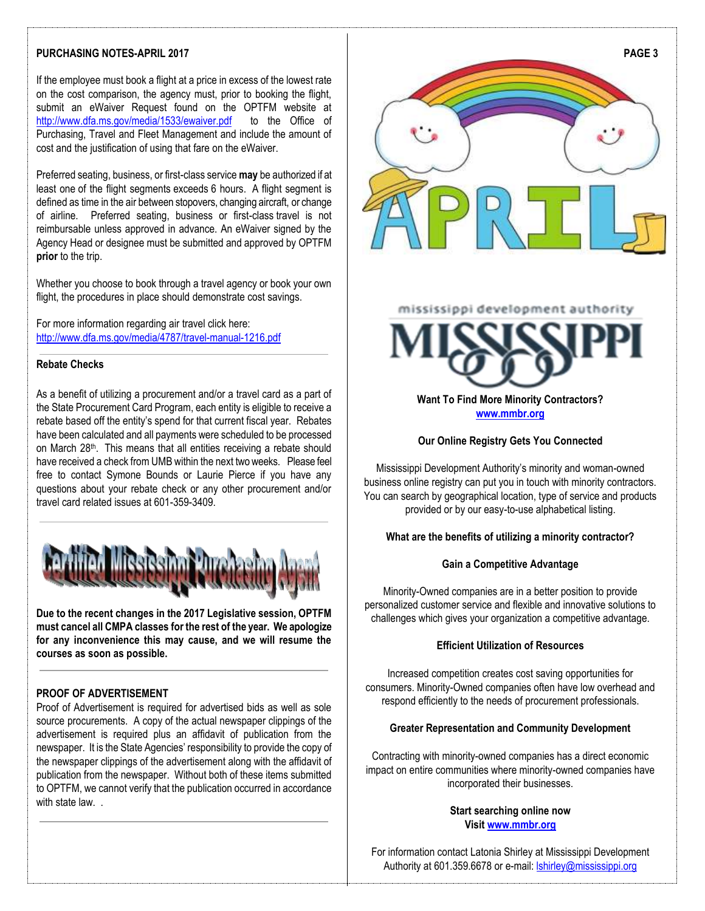## PURCHASING NOTES-APRIL 2017

If the employee must book a flight at a price in excess of the lowest rate on the cost comparison, the agency must, prior to booking the flight, submit an eWaiver Request found on the OPTFM website at http://www.dfa.ms.gov/media/1533/ewaiver.pdf to the Office of Purchasing, Travel and Fleet Management and include the amount of cost and the justification of using that fare on the eWaiver.

Preferred seating, business, or first-class service **may** be authorized if at least one of the flight segments exceeds 6 hours. A flight segment is defined as time in the air between stopovers, changing aircraft, or change of airline. Preferred seating, business or first-class travel is not reimbursable unless approved in advance. An eWaiver signed by the Agency Head or designee must be submitted and approved by OPTFM **prior** to the trip.

Whether you choose to book through a travel agency or book your own flight, the procedures in place should demonstrate cost savings.

For more information regarding air travel click here: http://www.dfa.ms.gov/media/4787/travel-manual-1216.pdf

### Rebate Checks

As a benefit of utilizing a procurement and/or a travel card as a part of the State Procurement Card Program, each entity is eligible to receive a rebate based off the entity's spend for that current fiscal year. Rebates have been calculated and all payments were scheduled to be processed on March 28th. This means that all entities receiving a rebate should have received a check from UMB within the next two weeks. Please feel free to contact Symone Bounds or Laurie Pierce if you have any questions about your rebate check or any other procurement and/or travel card related issues at 601-359-3409.

### Certified Mississippi Purchasing Agent

**Due to the recent changes in the 2017 Legislative session, OPTFM must cancel all CMPA classes for the rest of the year. We apologize for any inconvenience this may cause, and we will resume the courses as soon as possible.**

### PROOF OF ADVERTISEMENT

Proof of Advertisement is required for advertised bids as well as sole source procurements. A copy of the actual newspaper clippings of the advertisement is required plus an affidavit of publication from the newspaper. It is the State Agencies' responsibility to provide the copy of the newspaper clippings of the advertisement along with the affidavit of publication from the newspaper. Without both of these items submitted to OPTFM, we cannot verify that the publication occurred in accordance with state law. .

APRIL

mississippi development authority

MISSISSIPPI

**Want To Find More Minority Contractors?**
**www.mmbr.org**

**Our Online Registry Gets You Connected**

Mississippi Development Authority's minority and woman-owned business online registry can put you in touch with minority contractors. You can search by geographical location, type of service and products provided or by our easy-to-use alphabetical listing.

**What are the benefits of utilizing a minority contractor?**

**Gain a Competitive Advantage**

Minority-Owned companies are in a better position to provide personalized customer service and flexible and innovative solutions to challenges which gives your organization a competitive advantage.

**Efficient Utilization of Resources**

Increased competition creates cost saving opportunities for consumers. Minority-Owned companies often have low overhead and respond efficiently to the needs of procurement professionals.

**Greater Representation and Community Development**

Contracting with minority-owned companies has a direct economic impact on entire communities where minority-owned companies have incorporated their businesses.

**Start searching online now**
**Visit www.mmbr.org**

For information contact Latonia Shirley at Mississippi Development Authority at 601.359.6678 or e-mail: lshirley@mississippi.org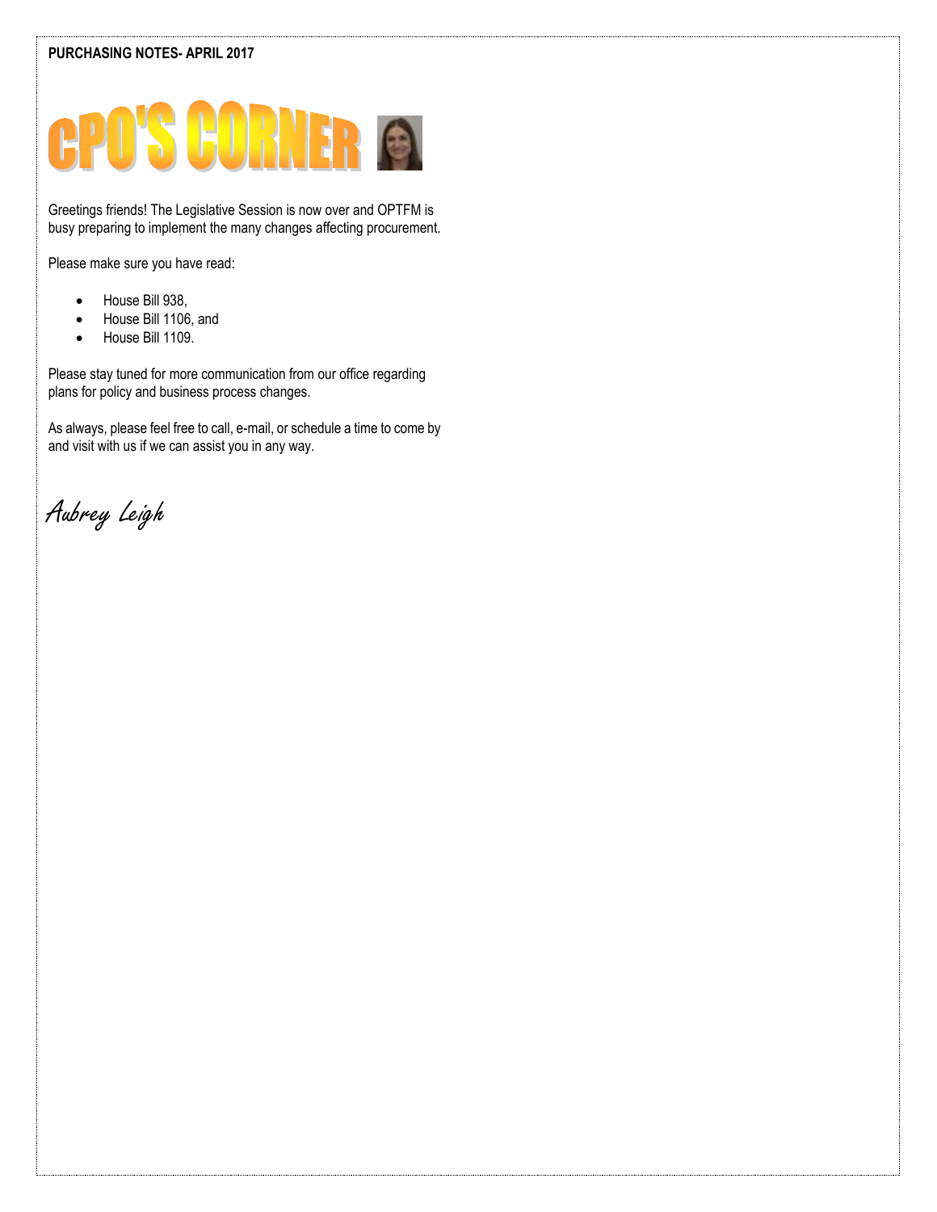**PURCHASING NOTES- APRIL 2017**

# CPO'S CORNER

Greetings friends! The Legislative Session is now over and OPTFM is busy preparing to implement the many changes affecting procurement.

Please make sure you have read:

- House Bill 938,
- House Bill 1106, and
- House Bill 1109.

Please stay tuned for more communication from our office regarding plans for policy and business process changes.

As always, please feel free to call, e-mail, or schedule a time to come by and visit with us if we can assist you in any way.

*Aubrey Leigh*